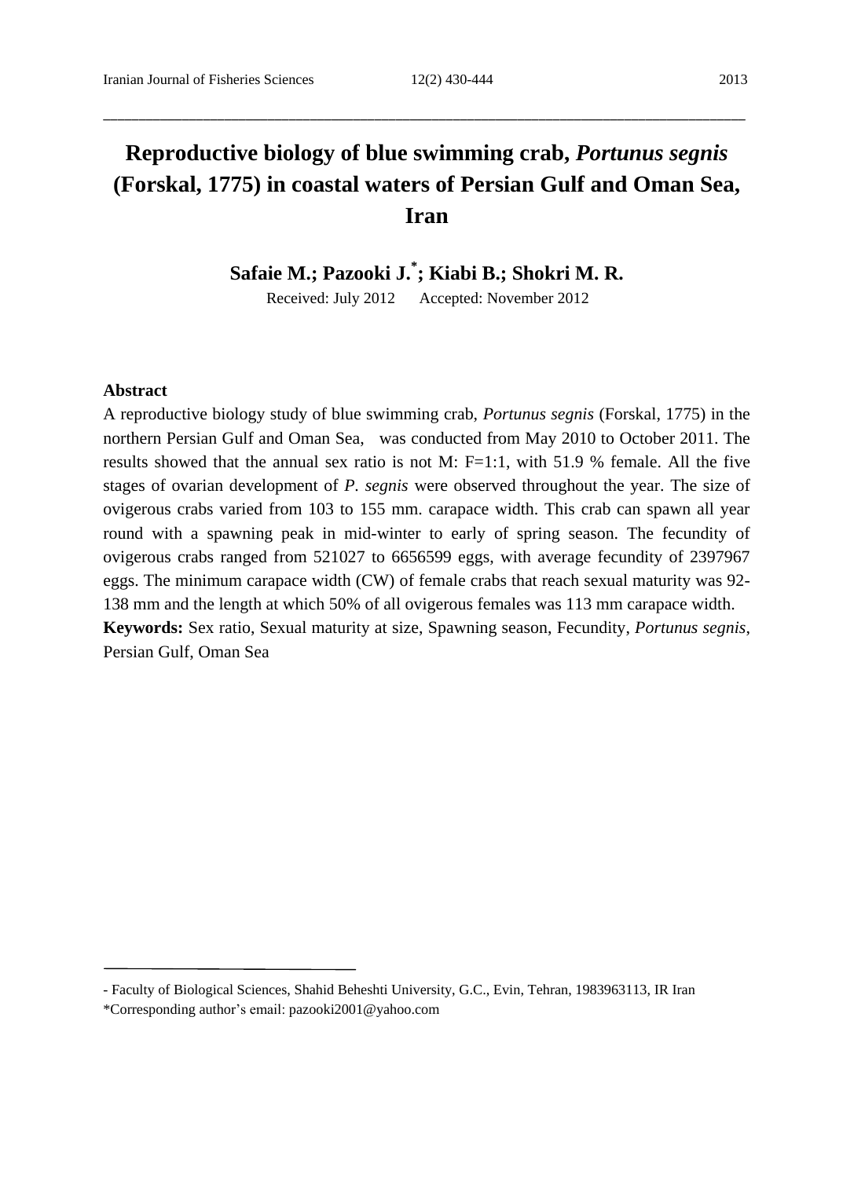# Reproductive biology of blue swimming crab, *Portunus segnis* (Forskal, 1775) in coastal waters of Persian Gulf and Oman Sea, Iran

**Safaie M.; Pazooki J.*; Kiabi B.; Shokri M. R.**

Received: July 2012 Accepted: November 2012

**Abstract**

A reproductive biology study of blue swimming crab, *Portunus segnis* (Forskal, 1775) in the northern Persian Gulf and Oman Sea, was conducted from May 2010 to October 2011. The results showed that the annual sex ratio is not M: F=1:1, with 51.9 % female. All the five stages of ovarian development of *P. segnis* were observed throughout the year. The size of ovigerous crabs varied from 103 to 155 mm. carapace width. This crab can spawn all year round with a spawning peak in mid-winter to early of spring season. The fecundity of ovigerous crabs ranged from 521027 to 6656599 eggs, with average fecundity of 2397967 eggs. The minimum carapace width (CW) of female crabs that reach sexual maturity was 92-138 mm and the length at which 50% of all ovigerous females was 113 mm carapace width.

**Keywords:** Sex ratio, Sexual maturity at size, Spawning season, Fecundity, *Portunus segnis*, Persian Gulf, Oman Sea

---

- Faculty of Biological Sciences, Shahid Beheshti University, G.C., Evin, Tehran, 1983963113, IR Iran

*Corresponding author's email: pazooki2001@yahoo.com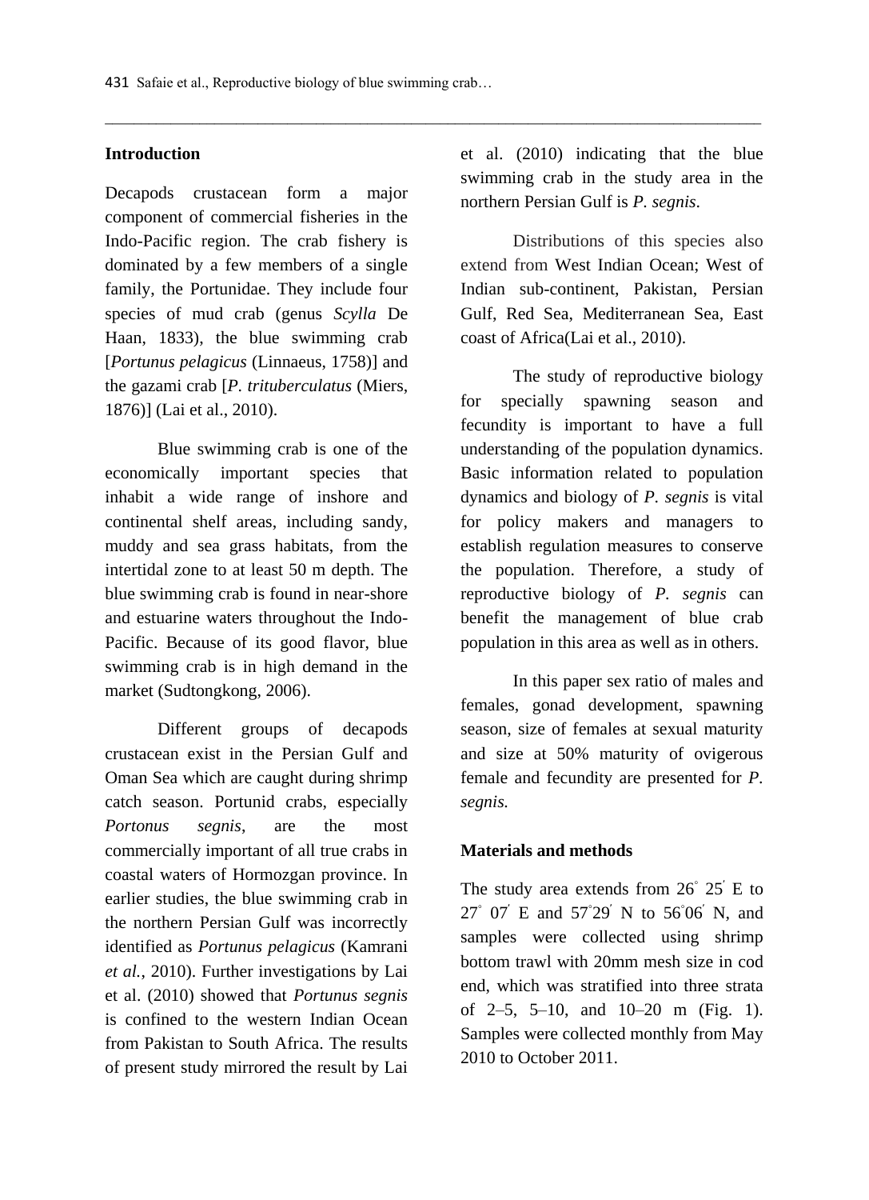## Introduction

Decapods crustacean form a major component of commercial fisheries in the Indo-Pacific region. The crab fishery is dominated by a few members of a single family, the Portunidae. They include four species of mud crab (genus *Scylla* De Haan, 1833), the blue swimming crab [*Portunus pelagicus* (Linnaeus, 1758)] and the gazami crab [*P. trituberculatus* (Miers, 1876)] (Lai et al., 2010).

Blue swimming crab is one of the economically important species that inhabit a wide range of inshore and continental shelf areas, including sandy, muddy and sea grass habitats, from the intertidal zone to at least 50 m depth. The blue swimming crab is found in near-shore and estuarine waters throughout the Indo-Pacific. Because of its good flavor, blue swimming crab is in high demand in the market (Sudtongkong, 2006).

Different groups of decapods crustacean exist in the Persian Gulf and Oman Sea which are caught during shrimp catch season. Portunid crabs, especially *Portonus segnis*, are the most commercially important of all true crabs in coastal waters of Hormozgan province. In earlier studies, the blue swimming crab in the northern Persian Gulf was incorrectly identified as *Portunus pelagicus* (Kamrani *et al.*, 2010). Further investigations by Lai et al. (2010) showed that *Portunus segnis* is confined to the western Indian Ocean from Pakistan to South Africa. The results of present study mirrored the result by Lai et al. (2010) indicating that the blue swimming crab in the study area in the northern Persian Gulf is *P. segnis*.

Distributions of this species also extend from West Indian Ocean; West of Indian sub-continent, Pakistan, Persian Gulf, Red Sea, Mediterranean Sea, East coast of Africa(Lai et al., 2010).

The study of reproductive biology for specially spawning season and fecundity is important to have a full understanding of the population dynamics. Basic information related to population dynamics and biology of *P. segnis* is vital for policy makers and managers to establish regulation measures to conserve the population. Therefore, a study of reproductive biology of *P. segnis* can benefit the management of blue crab population in this area as well as in others.

In this paper sex ratio of males and females, gonad development, spawning season, size of females at sexual maturity and size at 50% maturity of ovigerous female and fecundity are presented for *P. segnis.*

## Materials and methods

The study area extends from 26° 25′ E to 27° 07′ E and 57°29′ N to 56°06′ N, and samples were collected using shrimp bottom trawl with 20mm mesh size in cod end, which was stratified into three strata of 2–5, 5–10, and 10–20 m (Fig. 1). Samples were collected monthly from May 2010 to October 2011.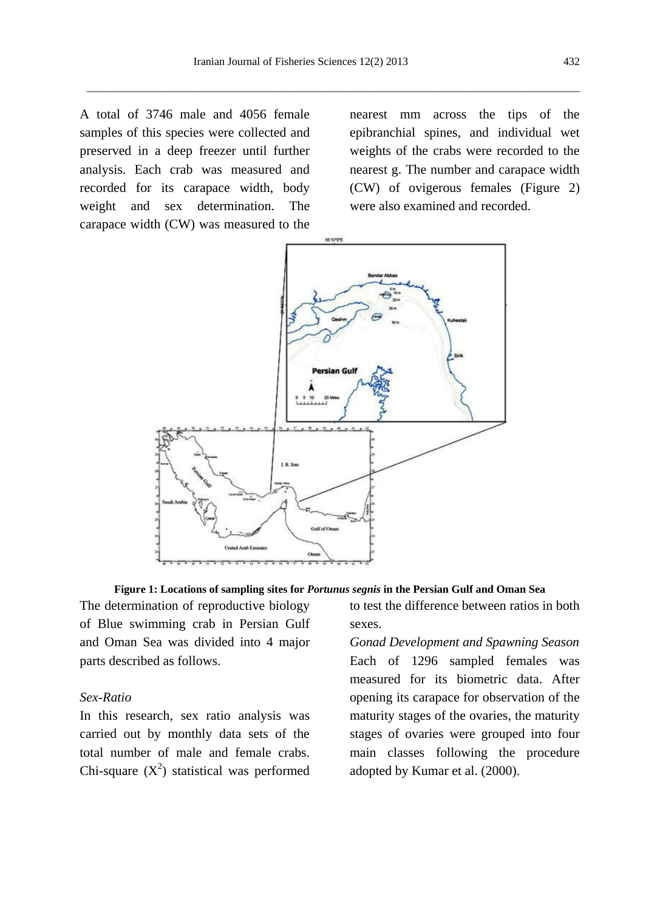A total of 3746 male and 4056 female samples of this species were collected and preserved in a deep freezer until further analysis. Each crab was measured and recorded for its carapace width, body weight and sex determination. The carapace width (CW) was measured to the nearest mm across the tips of the epibranchial spines, and individual wet weights of the crabs were recorded to the nearest g. The number and carapace width (CW) of ovigerous females (Figure 2) were also examined and recorded.

**Figure 1: Locations of sampling sites for *Portunus segnis* in the Persian Gulf and Oman Sea**

The determination of reproductive biology of Blue swimming crab in Persian Gulf and Oman Sea was divided into 4 major parts described as follows.

*Sex-Ratio*

In this research, sex ratio analysis was carried out by monthly data sets of the total number of male and female crabs. Chi-square ($X^2$) statistical was performed to test the difference between ratios in both sexes.

*Gonad Development and Spawning Season*

Each of 1296 sampled females was measured for its biometric data. After opening its carapace for observation of the maturity stages of the ovaries, the maturity stages of ovaries were grouped into four main classes following the procedure adopted by Kumar et al. (2000).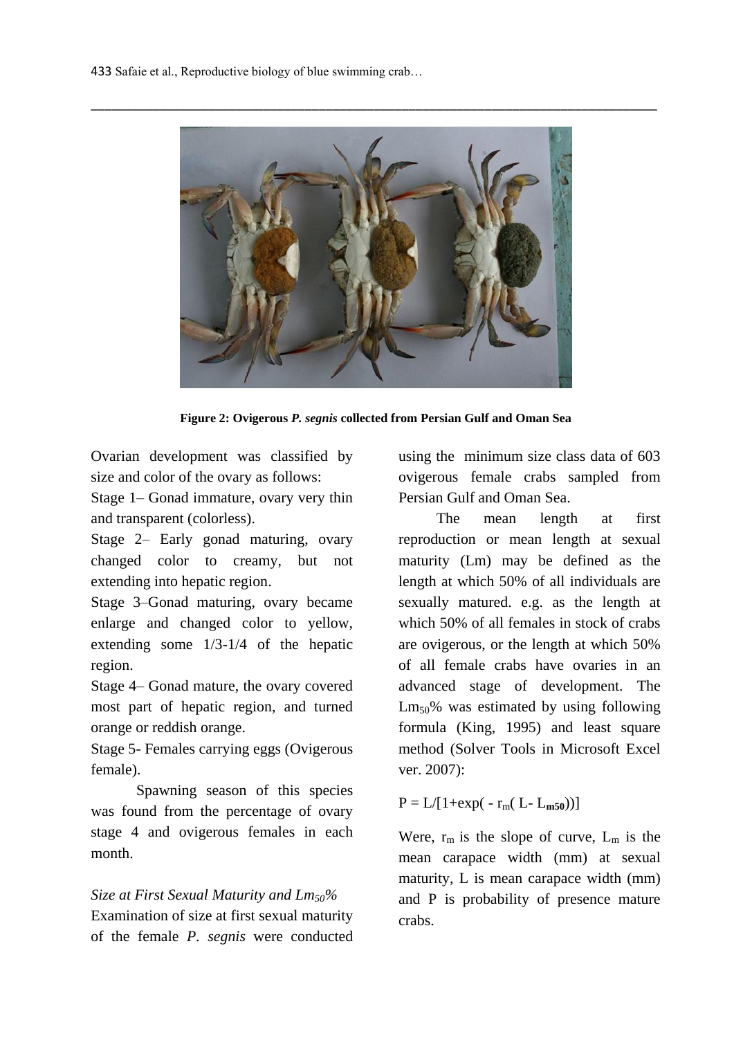**Figure 2: Ovigerous *P. segnis* collected from Persian Gulf and Oman Sea**

Ovarian development was classified by size and color of the ovary as follows:

Stage 1– Gonad immature, ovary very thin and transparent (colorless).

Stage 2– Early gonad maturing, ovary changed color to creamy, but not extending into hepatic region.

Stage 3–Gonad maturing, ovary became enlarge and changed color to yellow, extending some 1/3-1/4 of the hepatic region.

Stage 4– Gonad mature, the ovary covered most part of hepatic region, and turned orange or reddish orange.

Stage 5- Females carrying eggs (Ovigerous female).

Spawning season of this species was found from the percentage of ovary stage 4 and ovigerous females in each month.

*Size at First Sexual Maturity and $Lm_{50}$%*

Examination of size at first sexual maturity of the female *P. segnis* were conducted using the minimum size class data of 603 ovigerous female crabs sampled from Persian Gulf and Oman Sea.

The mean length at first reproduction or mean length at sexual maturity (Lm) may be defined as the length at which 50% of all individuals are sexually matured. e.g. as the length at which 50% of all females in stock of crabs are ovigerous, or the length at which 50% of all female crabs have ovaries in an advanced stage of development. The $Lm_{50}$% was estimated by using following formula (King, 1995) and least square method (Solver Tools in Microsoft Excel ver. 2007):

$$P = L/[1+\exp(-r_m(L-L_{m50}))]$$

Were, $r_m$ is the slope of curve, $L_m$ is the mean carapace width (mm) at sexual maturity, L is mean carapace width (mm) and P is probability of presence mature crabs.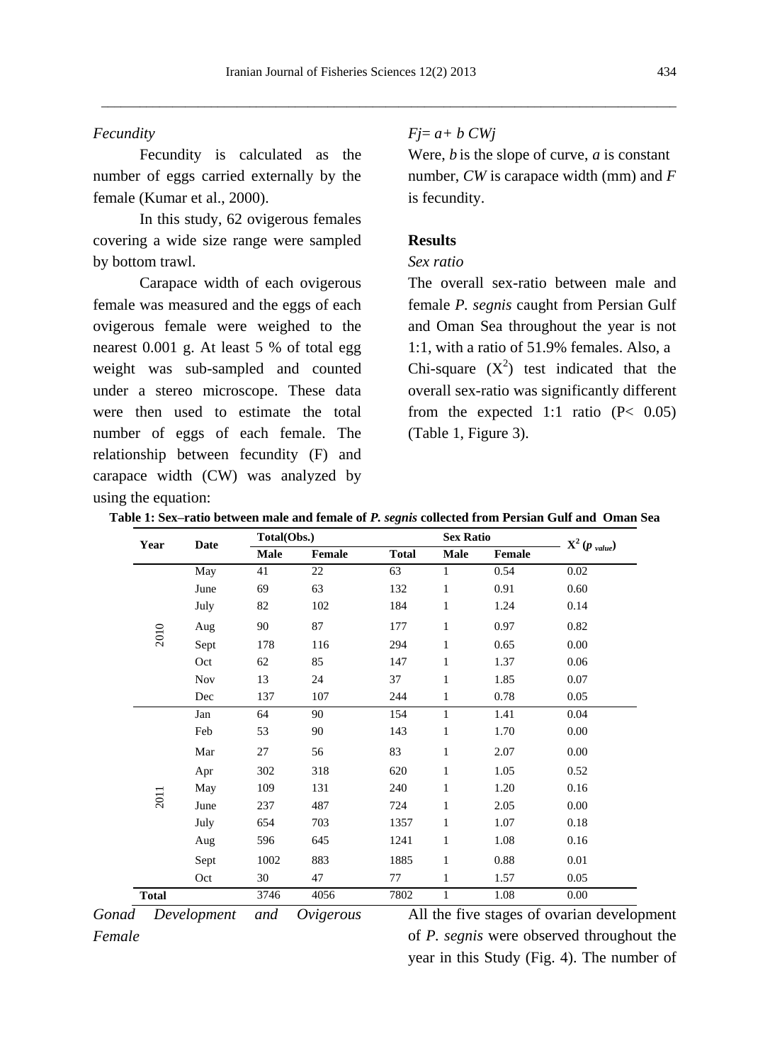### *Fecundity*

Fecundity is calculated as the number of eggs carried externally by the female (Kumar et al., 2000).

In this study, 62 ovigerous females covering a wide size range were sampled by bottom trawl.

Carapace width of each ovigerous female was measured and the eggs of each ovigerous female were weighed to the nearest 0.001 g. At least 5 % of total egg weight was sub-sampled and counted under a stereo microscope. These data were then used to estimate the total number of eggs of each female. The relationship between fecundity (F) and carapace width (CW) was analyzed by using the equation:

$$Fj = a + b\,CWj$$

Were, *b* is the slope of curve, *a* is constant number, *CW* is carapace width (mm) and *F* is fecundity.

## Results

### *Sex ratio*

The overall sex-ratio between male and female *P. segnis* caught from Persian Gulf and Oman Sea throughout the year is not 1:1, with a ratio of 51.9% females. Also, a Chi-square ($X^2$) test indicated that the overall sex-ratio was significantly different from the expected 1:1 ratio ($P < 0.05$) (Table 1, Figure 3).

**Table 1: Sex–ratio between male and female of *P. segnis* collected from Persian Gulf and Oman Sea**

| Year | Date | Total(Obs.) | | | Sex Ratio | | $X^2$ ($p_{value}$) |
|---|---|---|---|---|---|---|---|
| | | Male | Female | Total | Male | Female | |
| 2010 | May | 41 | 22 | 63 | 1 | 0.54 | 0.02 |
| | June | 69 | 63 | 132 | 1 | 0.91 | 0.60 |
| | July | 82 | 102 | 184 | 1 | 1.24 | 0.14 |
| | Aug | 90 | 87 | 177 | 1 | 0.97 | 0.82 |
| | Sept | 178 | 116 | 294 | 1 | 0.65 | 0.00 |
| | Oct | 62 | 85 | 147 | 1 | 1.37 | 0.06 |
| | Nov | 13 | 24 | 37 | 1 | 1.85 | 0.07 |
| | Dec | 137 | 107 | 244 | 1 | 0.78 | 0.05 |
| 2011 | Jan | 64 | 90 | 154 | 1 | 1.41 | 0.04 |
| | Feb | 53 | 90 | 143 | 1 | 1.70 | 0.00 |
| | Mar | 27 | 56 | 83 | 1 | 2.07 | 0.00 |
| | Apr | 302 | 318 | 620 | 1 | 1.05 | 0.52 |
| | May | 109 | 131 | 240 | 1 | 1.20 | 0.16 |
| | June | 237 | 487 | 724 | 1 | 2.05 | 0.00 |
| | July | 654 | 703 | 1357 | 1 | 1.07 | 0.18 |
| | Aug | 596 | 645 | 1241 | 1 | 1.08 | 0.16 |
| | Sept | 1002 | 883 | 1885 | 1 | 0.88 | 0.01 |
| | Oct | 30 | 47 | 77 | 1 | 1.57 | 0.05 |
| **Total** | | 3746 | 4056 | 7802 | 1 | 1.08 | 0.00 |

### *Gonad Development and Ovigerous Female*

All the five stages of ovarian development of *P. segnis* were observed throughout the year in this Study (Fig. 4). The number of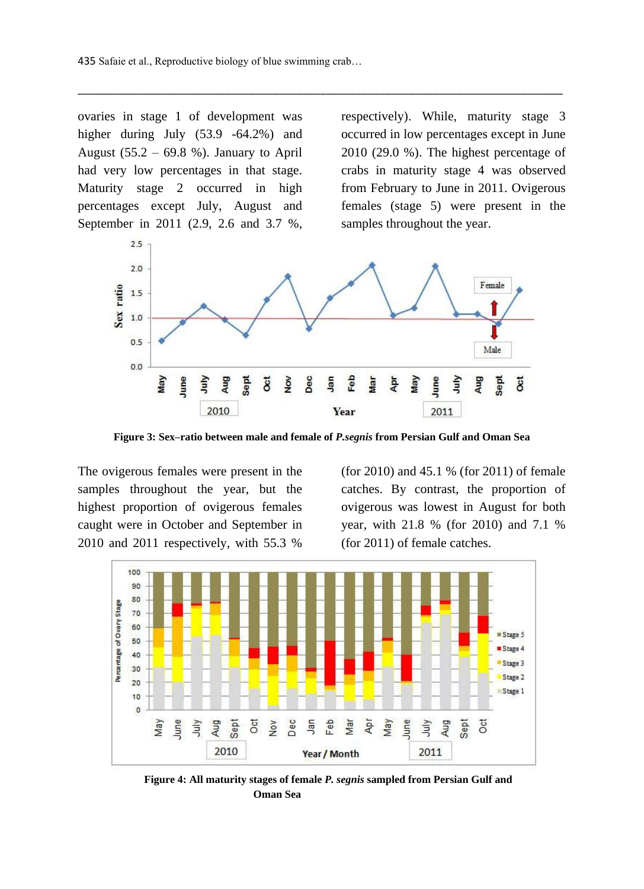ovaries in stage 1 of development was higher during July (53.9 -64.2%) and August (55.2 – 69.8 %). January to April had very low percentages in that stage. Maturity stage 2 occurred in high percentages except July, August and September in 2011 (2.9, 2.6 and 3.7 %, respectively). While, maturity stage 3 occurred in low percentages except in June 2010 (29.0 %). The highest percentage of crabs in maturity stage 4 was observed from February to June in 2011. Ovigerous females (stage 5) were present in the samples throughout the year.

**Figure 3: Sex–ratio between male and female of *P.segnis* from Persian Gulf and Oman Sea**

The ovigerous females were present in the samples throughout the year, but the highest proportion of ovigerous females caught were in October and September in 2010 and 2011 respectively, with 55.3 % (for 2010) and 45.1 % (for 2011) of female catches. By contrast, the proportion of ovigerous was lowest in August for both year, with 21.8 % (for 2010) and 7.1 % (for 2011) of female catches.

**Figure 4: All maturity stages of female *P. segnis* sampled from Persian Gulf and Oman Sea**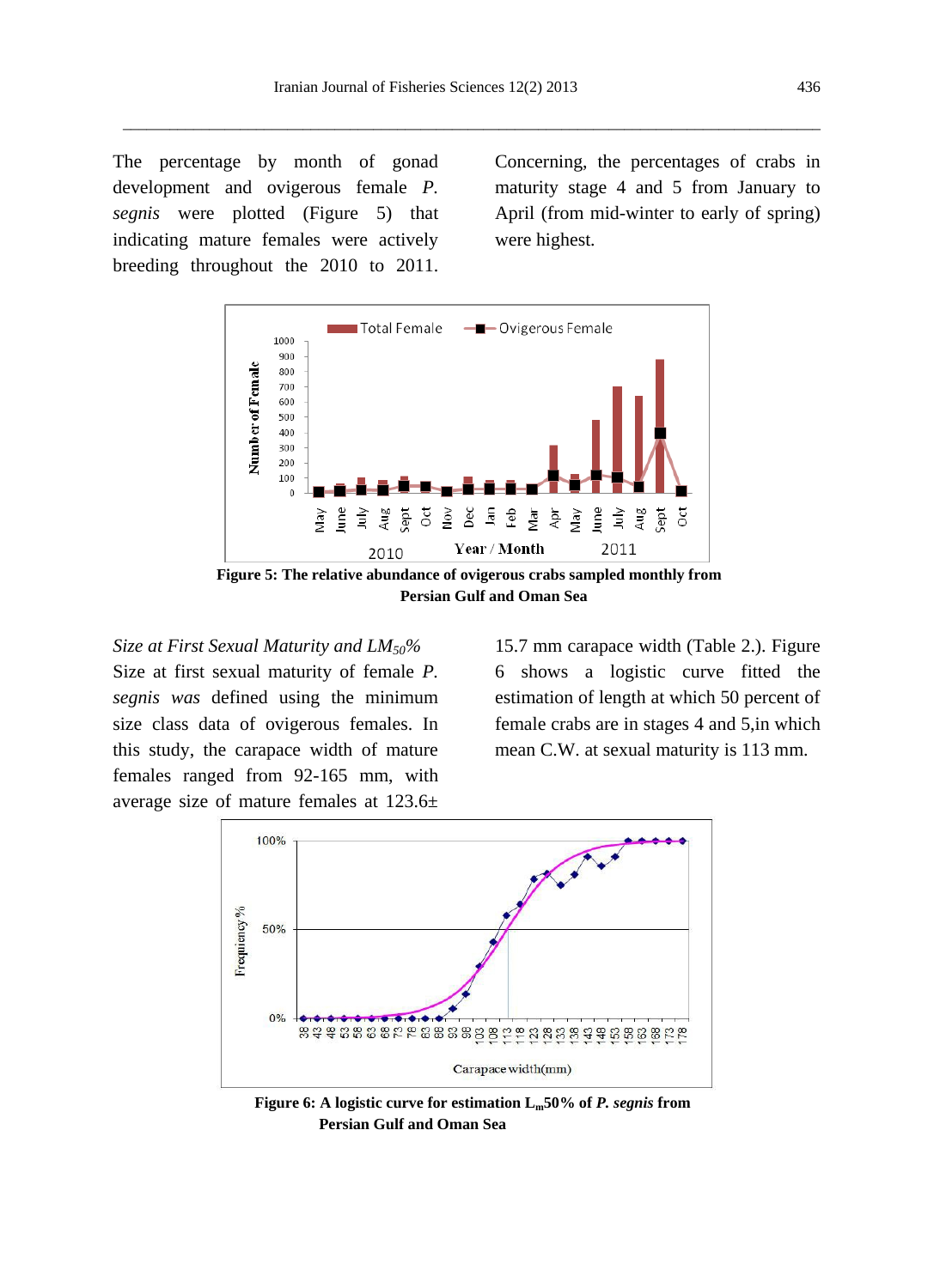The percentage by month of gonad development and ovigerous female *P. segnis* were plotted (Figure 5) that indicating mature females were actively breeding throughout the 2010 to 2011. Concerning, the percentages of crabs in maturity stage 4 and 5 from January to April (from mid-winter to early of spring) were highest.

**Figure 5: The relative abundance of ovigerous crabs sampled monthly from Persian Gulf and Oman Sea**

*Size at First Sexual Maturity and $LM_{50}$%*

Size at first sexual maturity of female *P. segnis was* defined using the minimum size class data of ovigerous females. In this study, the carapace width of mature females ranged from 92-165 mm, with average size of mature females at 123.6± 15.7 mm carapace width (Table 2.). Figure 6 shows a logistic curve fitted the estimation of length at which 50 percent of female crabs are in stages 4 and 5,in which mean C.W. at sexual maturity is 113 mm.

**Figure 6: A logistic curve for estimation $L_m$50% of *P. segnis* from Persian Gulf and Oman Sea**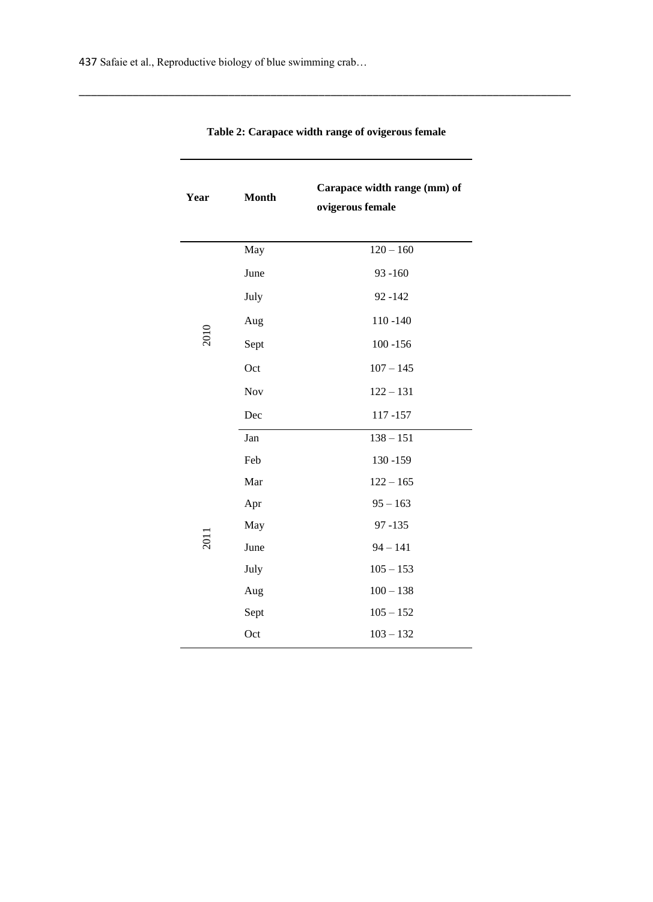**Table 2: Carapace width range of ovigerous female**

| Year | Month | Carapace width range (mm) of ovigerous female |
| --- | --- | --- |
| 2010 | May | 120 – 160 |
| | June | 93 -160 |
| | July | 92 -142 |
| | Aug | 110 -140 |
| | Sept | 100 -156 |
| | Oct | 107 – 145 |
| | Nov | 122 – 131 |
| | Dec | 117 -157 |
| 2011 | Jan | 138 – 151 |
| | Feb | 130 -159 |
| | Mar | 122 – 165 |
| | Apr | 95 – 163 |
| | May | 97 -135 |
| | June | 94 – 141 |
| | July | 105 – 153 |
| | Aug | 100 – 138 |
| | Sept | 105 – 152 |
| | Oct | 103 – 132 |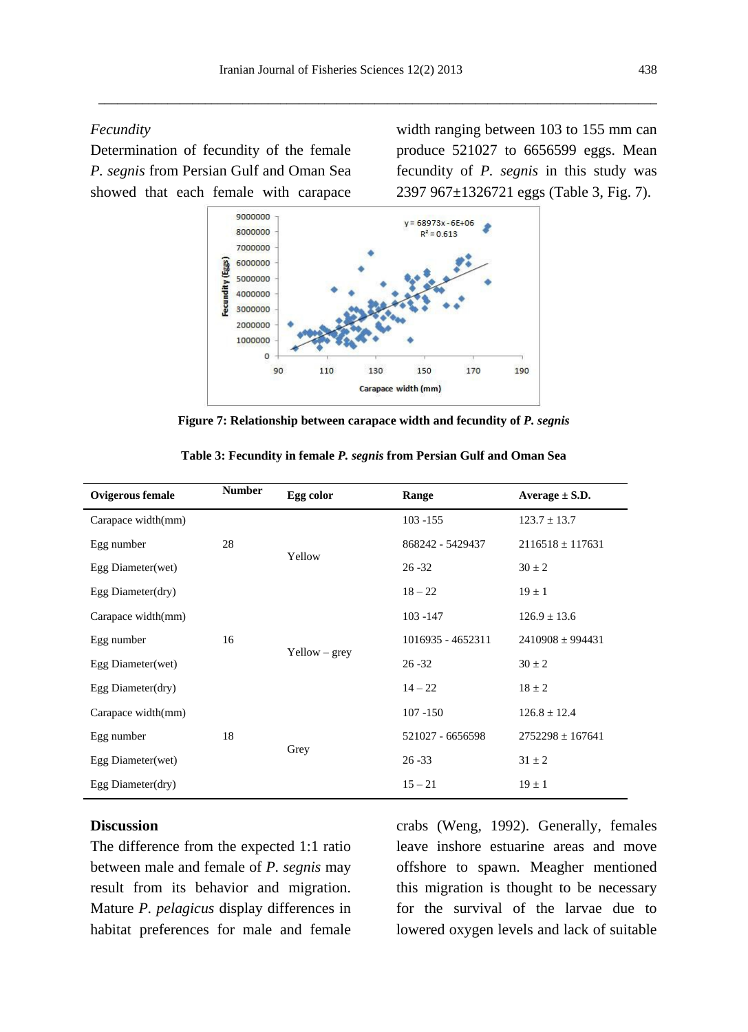*Fecundity*

Determination of fecundity of the female *P. segnis* from Persian Gulf and Oman Sea showed that each female with carapace width ranging between 103 to 155 mm can produce 521027 to 6656599 eggs. Mean fecundity of *P. segnis* in this study was 2397 967±1326721 eggs (Table 3, Fig. 7).

**Figure 7: Relationship between carapace width and fecundity of *P. segnis***

**Table 3: Fecundity in female *P. segnis* from Persian Gulf and Oman Sea**

| Ovigerous female | Number | Egg color | Range | Average ± S.D. |
|---|---|---|---|---|
| Carapace width(mm) | | | 103 -155 | 123.7 ± 13.7 |
| Egg number | 28 | Yellow | 868242 - 5429437 | 2116518 ± 117631 |
| Egg Diameter(wet) | | | 26 -32 | 30 ± 2 |
| Egg Diameter(dry) | | | 18 – 22 | 19 ± 1 |
| Carapace width(mm) | | | 103 -147 | 126.9 ± 13.6 |
| Egg number | 16 | Yellow – grey | 1016935 - 4652311 | 2410908 ± 994431 |
| Egg Diameter(wet) | | | 26 -32 | 30 ± 2 |
| Egg Diameter(dry) | | | 14 – 22 | 18 ± 2 |
| Carapace width(mm) | | | 107 -150 | 126.8 ± 12.4 |
| Egg number | 18 | Grey | 521027 - 6656598 | 2752298 ± 167641 |
| Egg Diameter(wet) | | | 26 -33 | 31 ± 2 |
| Egg Diameter(dry) | | | 15 – 21 | 19 ± 1 |

## Discussion

The difference from the expected 1:1 ratio between male and female of *P. segnis* may result from its behavior and migration. Mature *P. pelagicus* display differences in habitat preferences for male and female crabs (Weng, 1992). Generally, females leave inshore estuarine areas and move offshore to spawn. Meagher mentioned this migration is thought to be necessary for the survival of the larvae due to lowered oxygen levels and lack of suitable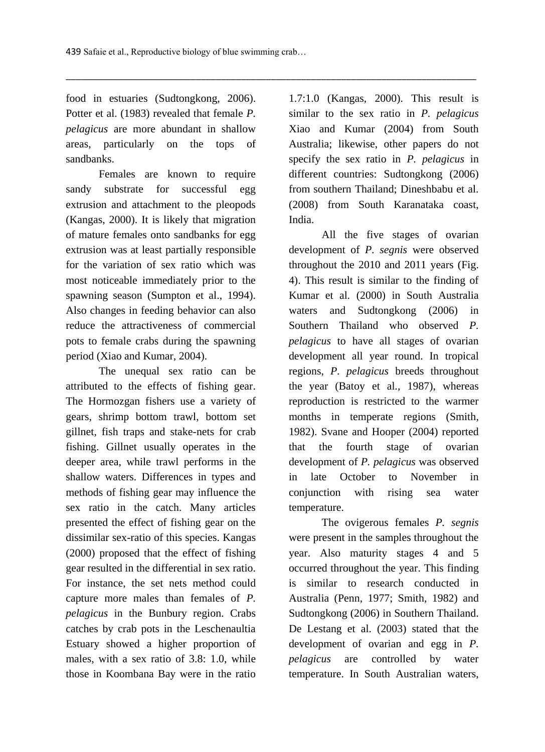food in estuaries (Sudtongkong, 2006). Potter et al. (1983) revealed that female *P. pelagicus* are more abundant in shallow areas, particularly on the tops of sandbanks.

Females are known to require sandy substrate for successful egg extrusion and attachment to the pleopods (Kangas, 2000). It is likely that migration of mature females onto sandbanks for egg extrusion was at least partially responsible for the variation of sex ratio which was most noticeable immediately prior to the spawning season (Sumpton et al., 1994). Also changes in feeding behavior can also reduce the attractiveness of commercial pots to female crabs during the spawning period (Xiao and Kumar, 2004).

The unequal sex ratio can be attributed to the effects of fishing gear. The Hormozgan fishers use a variety of gears, shrimp bottom trawl, bottom set gillnet, fish traps and stake-nets for crab fishing. Gillnet usually operates in the deeper area, while trawl performs in the shallow waters. Differences in types and methods of fishing gear may influence the sex ratio in the catch. Many articles presented the effect of fishing gear on the dissimilar sex-ratio of this species. Kangas (2000) proposed that the effect of fishing gear resulted in the differential in sex ratio. For instance, the set nets method could capture more males than females of *P. pelagicus* in the Bunbury region. Crabs catches by crab pots in the Leschenaultia Estuary showed a higher proportion of males, with a sex ratio of 3.8: 1.0, while those in Koombana Bay were in the ratio 1.7:1.0 (Kangas, 2000). This result is similar to the sex ratio in *P. pelagicus* Xiao and Kumar (2004) from South Australia; likewise, other papers do not specify the sex ratio in *P. pelagicus* in different countries: Sudtongkong (2006) from southern Thailand; Dineshbabu et al. (2008) from South Karanataka coast, India.

All the five stages of ovarian development of *P. segnis* were observed throughout the 2010 and 2011 years (Fig. 4). This result is similar to the finding of Kumar et al. (2000) in South Australia waters and Sudtongkong (2006) in Southern Thailand who observed *P. pelagicus* to have all stages of ovarian development all year round. In tropical regions, *P. pelagicus* breeds throughout the year (Batoy et al., 1987), whereas reproduction is restricted to the warmer months in temperate regions (Smith, 1982). Svane and Hooper (2004) reported that the fourth stage of ovarian development of *P. pelagicus* was observed in late October to November in conjunction with rising sea water temperature.

The ovigerous females *P. segnis* were present in the samples throughout the year. Also maturity stages 4 and 5 occurred throughout the year. This finding is similar to research conducted in Australia (Penn, 1977; Smith, 1982) and Sudtongkong (2006) in Southern Thailand. De Lestang et al. (2003) stated that the development of ovarian and egg in *P. pelagicus* are controlled by water temperature. In South Australian waters,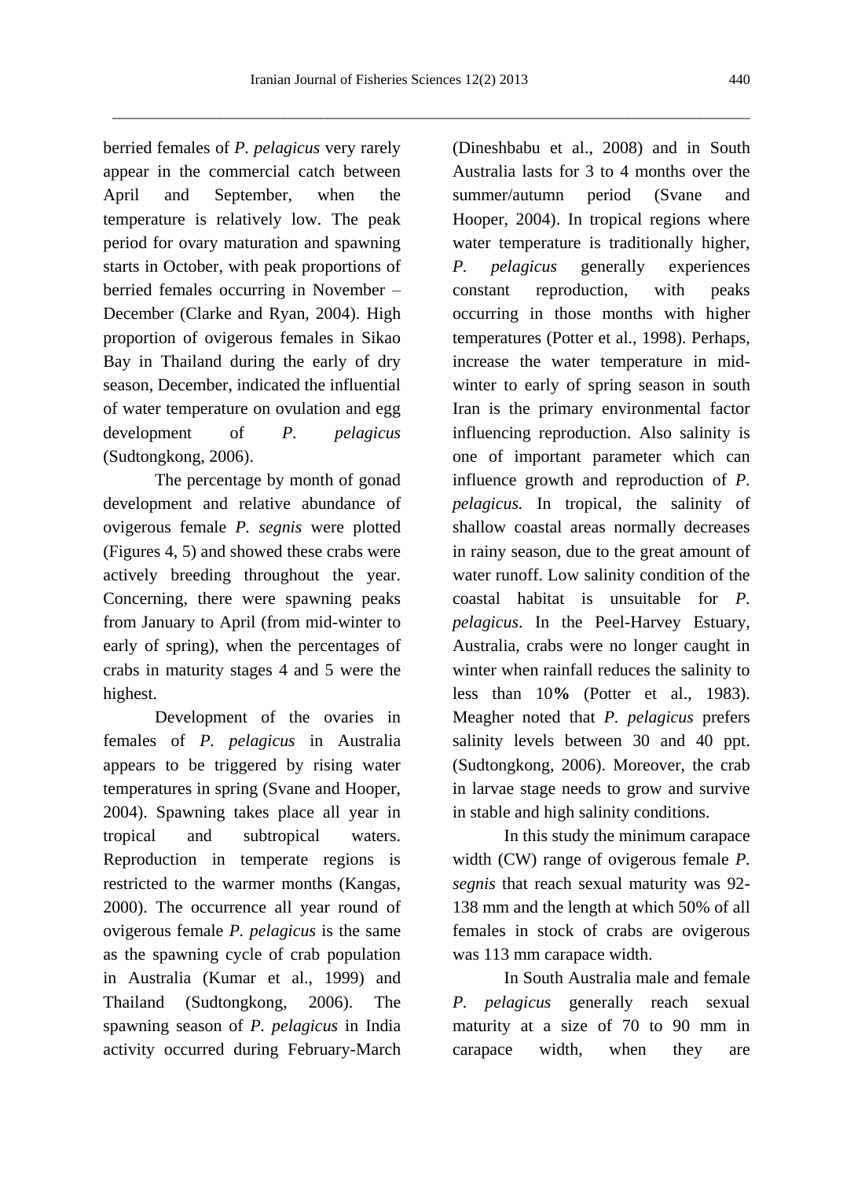berried females of *P. pelagicus* very rarely appear in the commercial catch between April and September, when the temperature is relatively low. The peak period for ovary maturation and spawning starts in October, with peak proportions of berried females occurring in November – December (Clarke and Ryan, 2004). High proportion of ovigerous females in Sikao Bay in Thailand during the early of dry season, December, indicated the influential of water temperature on ovulation and egg development of *P. pelagicus* (Sudtongkong, 2006).

The percentage by month of gonad development and relative abundance of ovigerous female *P. segnis* were plotted (Figures 4, 5) and showed these crabs were actively breeding throughout the year. Concerning, there were spawning peaks from January to April (from mid-winter to early of spring), when the percentages of crabs in maturity stages 4 and 5 were the highest.

Development of the ovaries in females of *P. pelagicus* in Australia appears to be triggered by rising water temperatures in spring (Svane and Hooper, 2004). Spawning takes place all year in tropical and subtropical waters. Reproduction in temperate regions is restricted to the warmer months (Kangas, 2000). The occurrence all year round of ovigerous female *P. pelagicus* is the same as the spawning cycle of crab population in Australia (Kumar et al., 1999) and Thailand (Sudtongkong, 2006). The spawning season of *P. pelagicus* in India activity occurred during February-March (Dineshbabu et al., 2008) and in South Australia lasts for 3 to 4 months over the summer/autumn period (Svane and Hooper, 2004). In tropical regions where water temperature is traditionally higher, *P. pelagicus* generally experiences constant reproduction, with peaks occurring in those months with higher temperatures (Potter et al., 1998). Perhaps, increase the water temperature in mid-winter to early of spring season in south Iran is the primary environmental factor influencing reproduction. Also salinity is one of important parameter which can influence growth and reproduction of *P. pelagicus.* In tropical, the salinity of shallow coastal areas normally decreases in rainy season, due to the great amount of water runoff. Low salinity condition of the coastal habitat is unsuitable for *P. pelagicus*. In the Peel-Harvey Estuary, Australia, crabs were no longer caught in winter when rainfall reduces the salinity to less than 10**%** (Potter et al., 1983). Meagher noted that *P. pelagicus* prefers salinity levels between 30 and 40 ppt. (Sudtongkong, 2006). Moreover, the crab in larvae stage needs to grow and survive in stable and high salinity conditions.

In this study the minimum carapace width (CW) range of ovigerous female *P. segnis* that reach sexual maturity was 92-138 mm and the length at which 50% of all females in stock of crabs are ovigerous was 113 mm carapace width.

In South Australia male and female *P. pelagicus* generally reach sexual maturity at a size of 70 to 90 mm in carapace width, when they are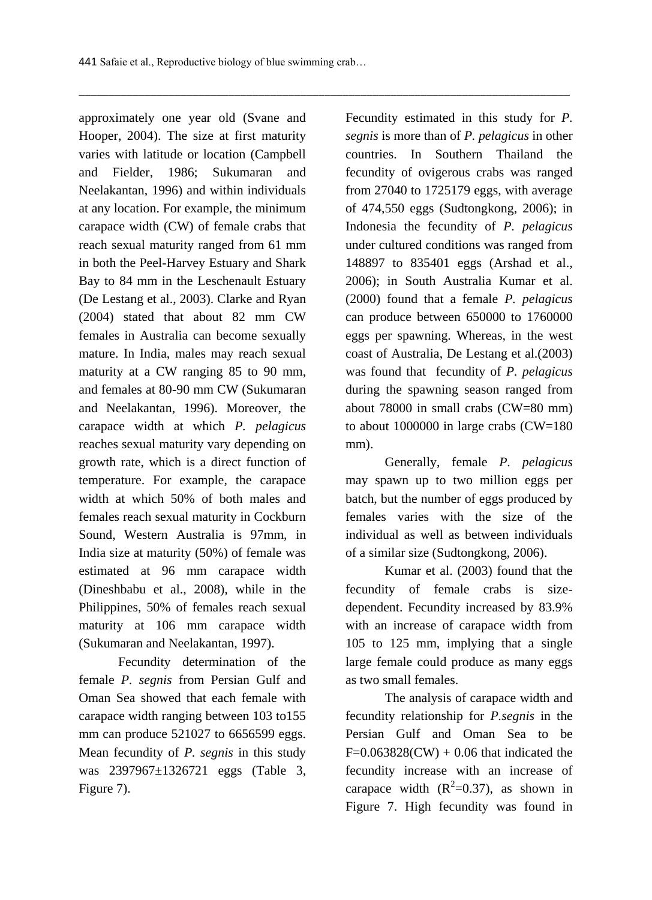approximately one year old (Svane and Hooper, 2004). The size at first maturity varies with latitude or location (Campbell and Fielder, 1986; Sukumaran and Neelakantan, 1996) and within individuals at any location. For example, the minimum carapace width (CW) of female crabs that reach sexual maturity ranged from 61 mm in both the Peel-Harvey Estuary and Shark Bay to 84 mm in the Leschenault Estuary (De Lestang et al., 2003). Clarke and Ryan (2004) stated that about 82 mm CW females in Australia can become sexually mature. In India, males may reach sexual maturity at a CW ranging 85 to 90 mm, and females at 80-90 mm CW (Sukumaran and Neelakantan, 1996). Moreover, the carapace width at which *P. pelagicus* reaches sexual maturity vary depending on growth rate, which is a direct function of temperature. For example, the carapace width at which 50% of both males and females reach sexual maturity in Cockburn Sound, Western Australia is 97mm, in India size at maturity (50%) of female was estimated at 96 mm carapace width (Dineshbabu et al., 2008), while in the Philippines, 50% of females reach sexual maturity at 106 mm carapace width (Sukumaran and Neelakantan, 1997).

Fecundity determination of the female *P. segnis* from Persian Gulf and Oman Sea showed that each female with carapace width ranging between 103 to155 mm can produce 521027 to 6656599 eggs. Mean fecundity of *P. segnis* in this study was 2397967±1326721 eggs (Table 3, Figure 7).

Fecundity estimated in this study for *P. segnis* is more than of *P. pelagicus* in other countries. In Southern Thailand the fecundity of ovigerous crabs was ranged from 27040 to 1725179 eggs, with average of 474,550 eggs (Sudtongkong, 2006); in Indonesia the fecundity of *P. pelagicus* under cultured conditions was ranged from 148897 to 835401 eggs (Arshad et al., 2006); in South Australia Kumar et al. (2000) found that a female *P. pelagicus* can produce between 650000 to 1760000 eggs per spawning. Whereas, in the west coast of Australia, De Lestang et al.(2003) was found that fecundity of *P. pelagicus* during the spawning season ranged from about 78000 in small crabs (CW=80 mm) to about 1000000 in large crabs (CW=180 mm).

Generally, female *P. pelagicus* may spawn up to two million eggs per batch, but the number of eggs produced by females varies with the size of the individual as well as between individuals of a similar size (Sudtongkong, 2006).

Kumar et al. (2003) found that the fecundity of female crabs is size-dependent. Fecundity increased by 83.9% with an increase of carapace width from 105 to 125 mm, implying that a single large female could produce as many eggs as two small females.

The analysis of carapace width and fecundity relationship for *P.segnis* in the Persian Gulf and Oman Sea to be $F=0.063828(CW) + 0.06$ that indicated the fecundity increase with an increase of carapace width ($R^2$=0.37), as shown in Figure 7. High fecundity was found in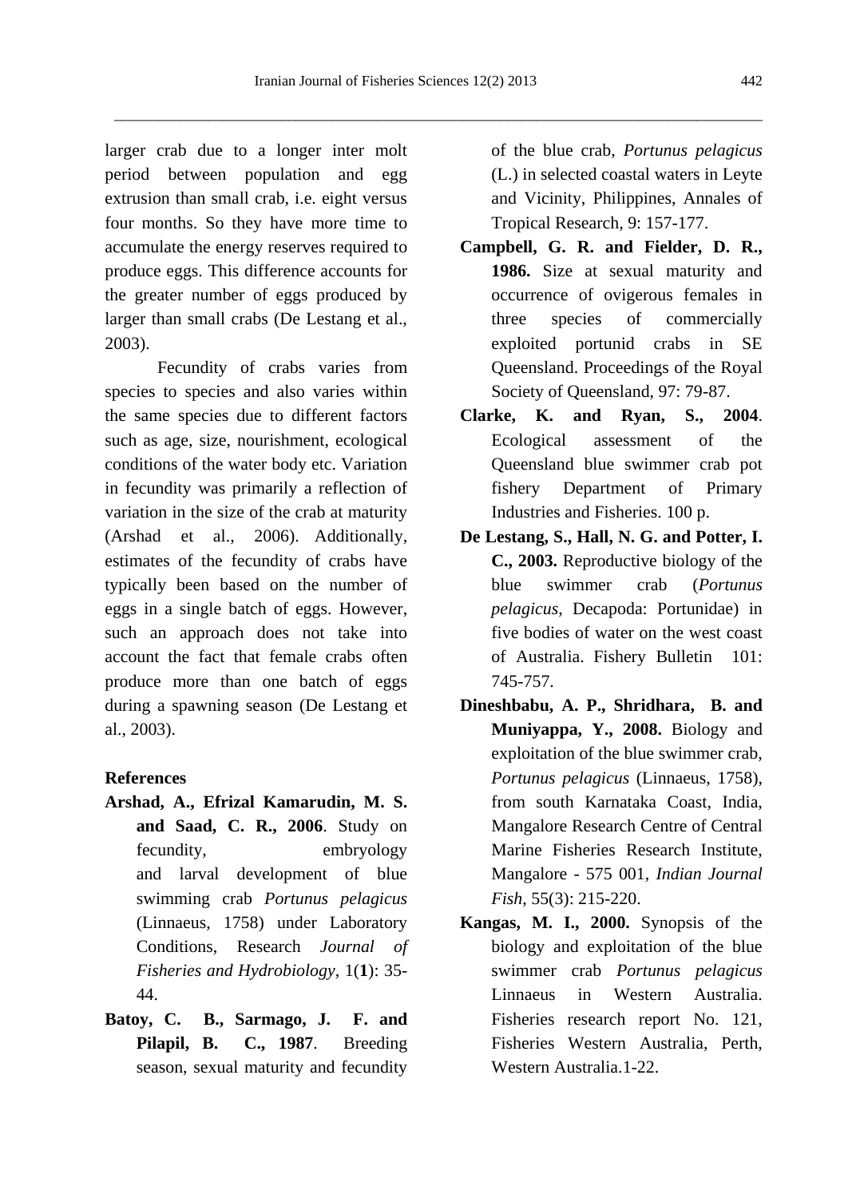larger crab due to a longer inter molt period between population and egg extrusion than small crab, i.e. eight versus four months. So they have more time to accumulate the energy reserves required to produce eggs. This difference accounts for the greater number of eggs produced by larger than small crabs (De Lestang et al., 2003).

Fecundity of crabs varies from species to species and also varies within the same species due to different factors such as age, size, nourishment, ecological conditions of the water body etc. Variation in fecundity was primarily a reflection of variation in the size of the crab at maturity (Arshad et al., 2006). Additionally, estimates of the fecundity of crabs have typically been based on the number of eggs in a single batch of eggs. However, such an approach does not take into account the fact that female crabs often produce more than one batch of eggs during a spawning season (De Lestang et al., 2003).

## References

**Arshad, A., Efrizal Kamarudin, M. S. and Saad, C. R., 2006**. Study on fecundity, embryology and larval development of blue swimming crab *Portunus pelagicus* (Linnaeus, 1758) under Laboratory Conditions, Research *Journal of Fisheries and Hydrobiology*, 1(**1**): 35-44.

**Batoy, C. B., Sarmago, J. F. and Pilapil, B. C., 1987**. Breeding season, sexual maturity and fecundity of the blue crab, *Portunus pelagicus* (L.) in selected coastal waters in Leyte and Vicinity, Philippines, Annales of Tropical Research, 9: 157-177.

**Campbell, G. R. and Fielder, D. R., 1986.** Size at sexual maturity and occurrence of ovigerous females in three species of commercially exploited portunid crabs in SE Queensland. Proceedings of the Royal Society of Queensland, 97: 79-87.

**Clarke, K. and Ryan, S., 2004**. Ecological assessment of the Queensland blue swimmer crab pot fishery Department of Primary Industries and Fisheries. 100 p.

**De Lestang, S., Hall, N. G. and Potter, I. C., 2003.** Reproductive biology of the blue swimmer crab (*Portunus pelagicus*, Decapoda: Portunidae) in five bodies of water on the west coast of Australia. Fishery Bulletin 101: 745-757.

**Dineshbabu, A. P., Shridhara, B. and Muniyappa, Y., 2008.** Biology and exploitation of the blue swimmer crab, *Portunus pelagicus* (Linnaeus, 1758), from south Karnataka Coast, India, Mangalore Research Centre of Central Marine Fisheries Research Institute, Mangalore - 575 001, *Indian Journal Fish*, 55(3): 215-220.

**Kangas, M. I., 2000.** Synopsis of the biology and exploitation of the blue swimmer crab *Portunus pelagicus* Linnaeus in Western Australia. Fisheries research report No. 121, Fisheries Western Australia, Perth, Western Australia.1-22.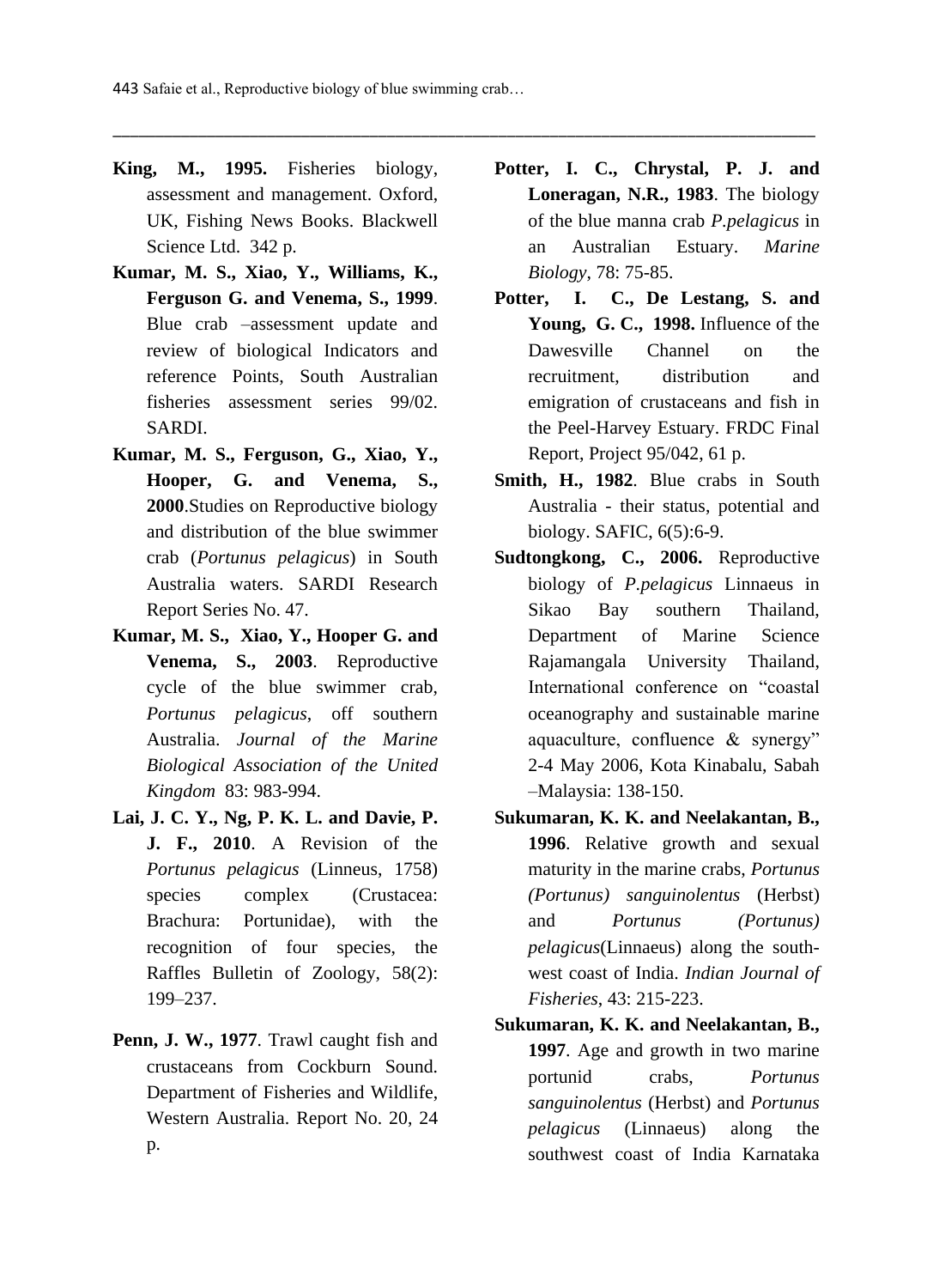**King, M., 1995.** Fisheries biology, assessment and management. Oxford, UK, Fishing News Books. Blackwell Science Ltd. 342 p.

**Kumar, M. S., Xiao, Y., Williams, K., Ferguson G. and Venema, S., 1999**. Blue crab –assessment update and review of biological Indicators and reference Points, South Australian fisheries assessment series 99/02. SARDI.

**Kumar, M. S., Ferguson, G., Xiao, Y., Hooper, G. and Venema, S., 2000**.Studies on Reproductive biology and distribution of the blue swimmer crab (*Portunus pelagicus*) in South Australia waters. SARDI Research Report Series No. 47.

**Kumar, M. S., Xiao, Y., Hooper G. and Venema, S., 2003**. Reproductive cycle of the blue swimmer crab, *Portunus pelagicus*, off southern Australia. *Journal of the Marine Biological Association of the United Kingdom* 83: 983-994.

**Lai, J. C. Y., Ng, P. K. L. and Davie, P. J. F., 2010**. A Revision of the *Portunus pelagicus* (Linneus, 1758) species complex (Crustacea: Brachura: Portunidae), with the recognition of four species, the Raffles Bulletin of Zoology, 58(2): 199–237.

**Penn, J. W., 1977**. Trawl caught fish and crustaceans from Cockburn Sound. Department of Fisheries and Wildlife, Western Australia. Report No. 20, 24 p.

**Potter, I. C., Chrystal, P. J. and Loneragan, N.R., 1983**. The biology of the blue manna crab *P.pelagicus* in an Australian Estuary. *Marine Biology*, 78: 75-85.

**Potter, I. C., De Lestang, S. and Young, G. C., 1998.** Influence of the Dawesville Channel on the recruitment, distribution and emigration of crustaceans and fish in the Peel-Harvey Estuary. FRDC Final Report, Project 95/042, 61 p.

**Smith, H., 1982**. Blue crabs in South Australia - their status, potential and biology. SAFIC, 6(5):6-9.

**Sudtongkong, C., 2006.** Reproductive biology of *P.pelagicus* Linnaeus in Sikao Bay southern Thailand, Department of Marine Science Rajamangala University Thailand, International conference on "coastal oceanography and sustainable marine aquaculture, confluence & synergy" 2-4 May 2006, Kota Kinabalu, Sabah –Malaysia: 138-150.

**Sukumaran, K. K. and Neelakantan, B., 1996**. Relative growth and sexual maturity in the marine crabs, *Portunus (Portunus) sanguinolentus* (Herbst) and *Portunus (Portunus) pelagicus*(Linnaeus) along the south-west coast of India. *Indian Journal of Fisheries*, 43: 215-223.

**Sukumaran, K. K. and Neelakantan, B., 1997**. Age and growth in two marine portunid crabs, *Portunus sanguinolentus* (Herbst) and *Portunus pelagicus* (Linnaeus) along the southwest coast of India Karnataka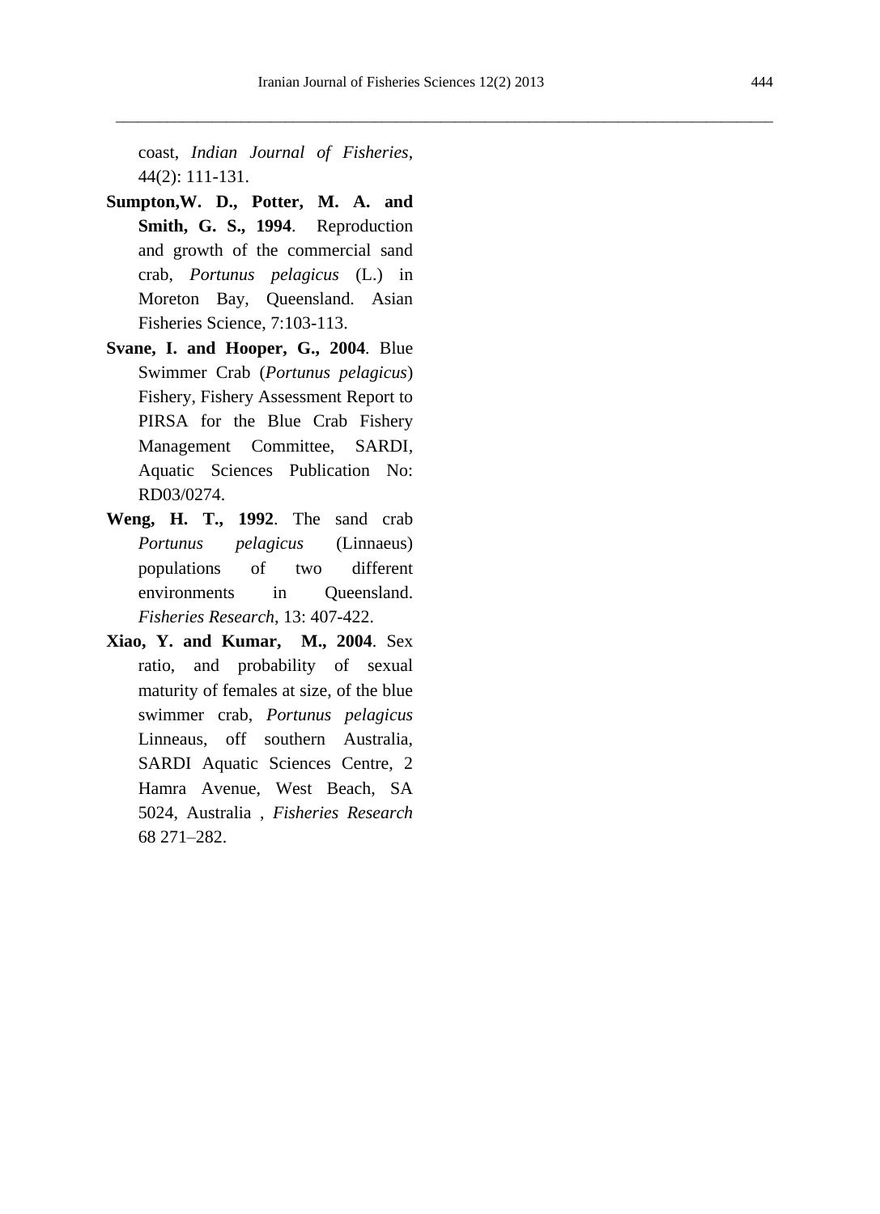coast, *Indian Journal of Fisheries*, 44(2): 111-131.

**Sumpton,W. D., Potter, M. A. and Smith, G. S., 1994**. Reproduction and growth of the commercial sand crab, *Portunus pelagicus* (L.) in Moreton Bay, Queensland. Asian Fisheries Science, 7:103-113.

**Svane, I. and Hooper, G., 2004**. Blue Swimmer Crab (*Portunus pelagicus*) Fishery, Fishery Assessment Report to PIRSA for the Blue Crab Fishery Management Committee, SARDI, Aquatic Sciences Publication No: RD03/0274.

**Weng, H. T., 1992**. The sand crab *Portunus pelagicus* (Linnaeus) populations of two different environments in Queensland. *Fisheries Research*, 13: 407-422.

**Xiao, Y. and Kumar, M., 2004**. Sex ratio, and probability of sexual maturity of females at size, of the blue swimmer crab, *Portunus pelagicus* Linneaus, off southern Australia, SARDI Aquatic Sciences Centre, 2 Hamra Avenue, West Beach, SA 5024, Australia , *Fisheries Research* 68 271–282.